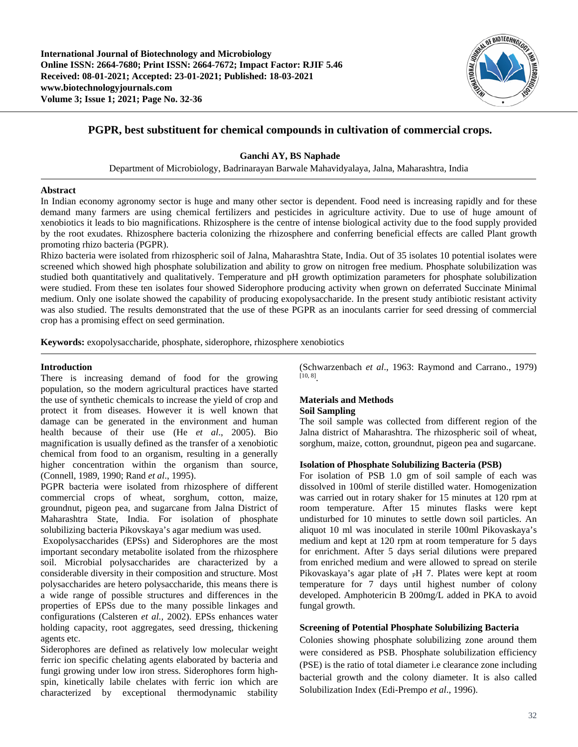# PGPR, best substituent for chemical compounds in cultivation of commercial crops.

**Ganchi AY, BS Naphade**

Department of Microbiology, Badrinarayan Barwale Mahavidyalaya, Jalna, Maharashtra, India

## Abstract

In Indian economy agronomy sector is huge and many other sector is dependent. Food need is increasing rapidly and for these demand many farmers are using chemical fertilizers and pesticides in agriculture activity. Due to use of huge amount of xenobiotics it leads to bio magnifications. Rhizosphere is the centre of intense biological activity due to the food supply provided by the root exudates. Rhizosphere bacteria colonizing the rhizosphere and conferring beneficial effects are called Plant growth promoting rhizo bacteria (PGPR).

Rhizo bacteria were isolated from rhizospheric soil of Jalna, Maharashtra State, India. Out of 35 isolates 10 potential isolates were screened which showed high phosphate solubilization and ability to grow on nitrogen free medium. Phosphate solubilization was studied both quantitatively and qualitatively. Temperature and pH growth optimization parameters for phosphate solubilization were studied. From these ten isolates four showed Siderophore producing activity when grown on deferrated Succinate Minimal medium. Only one isolate showed the capability of producing exopolysaccharide. In the present study antibiotic resistant activity was also studied. The results demonstrated that the use of these PGPR as an inoculants carrier for seed dressing of commercial crop has a promising effect on seed germination.

**Keywords:** exopolysaccharide, phosphate, siderophore, rhizosphere xenobiotics

## Introduction

There is increasing demand of food for the growing population, so the modern agricultural practices have started the use of synthetic chemicals to increase the yield of crop and protect it from diseases. However it is well known that damage can be generated in the environment and human health because of their use (He *et al*., 2005). Bio magnification is usually defined as the transfer of a xenobiotic chemical from food to an organism, resulting in a generally higher concentration within the organism than source, (Connell, 1989, 1990; Rand *et al*., 1995).

PGPR bacteria were isolated from rhizosphere of different commercial crops of wheat, sorghum, cotton, maize, groundnut, pigeon pea, and sugarcane from Jalna District of Maharashtra State, India. For isolation of phosphate solubilizing bacteria Pikovskaya's agar medium was used.

Exopolysaccharides (EPSs) and Siderophores are the most important secondary metabolite isolated from the rhizosphere soil. Microbial polysaccharides are characterized by a considerable diversity in their composition and structure. Most polysaccharides are hetero polysaccharide, this means there is a wide range of possible structures and differences in the properties of EPSs due to the many possible linkages and configurations (Calsteren *et al.*, 2002). EPSs enhances water holding capacity, root aggregates, seed dressing, thickening agents etc.

Siderophores are defined as relatively low molecular weight ferric ion specific chelating agents elaborated by bacteria and fungi growing under low iron stress. Siderophores form high-spin, kinetically labile chelates with ferric ion which are characterized by exceptional thermodynamic stability (Schwarzenbach *et al*., 1963: Raymond and Carrano., 1979) [10, 8].

## Materials and Methods

### Soil Sampling

The soil sample was collected from different region of the Jalna district of Maharashtra. The rhizospheric soil of wheat, sorghum, maize, cotton, groundnut, pigeon pea and sugarcane.

### Isolation of Phosphate Solubilizing Bacteria (PSB)

For isolation of PSB 1.0 gm of soil sample of each was dissolved in 100ml of sterile distilled water. Homogenization was carried out in rotary shaker for 15 minutes at 120 rpm at room temperature. After 15 minutes flasks were kept undisturbed for 10 minutes to settle down soil particles. An aliquot 10 ml was inoculated in sterile 100ml Pikovaskaya's medium and kept at 120 rpm at room temperature for 5 days for enrichment. After 5 days serial dilutions were prepared from enriched medium and were allowed to spread on sterile Pikovaskaya's agar plate of pH 7. Plates were kept at room temperature for 7 days until highest number of colony developed. Amphotericin B 200mg/L added in PKA to avoid fungal growth.

### Screening of Potential Phosphate Solubilizing Bacteria

Colonies showing phosphate solubilizing zone around them were considered as PSB. Phosphate solubilization efficiency (PSE) is the ratio of total diameter i.e clearance zone including bacterial growth and the colony diameter. It is also called Solubilization Index (Edi-Prempo *et al*., 1996).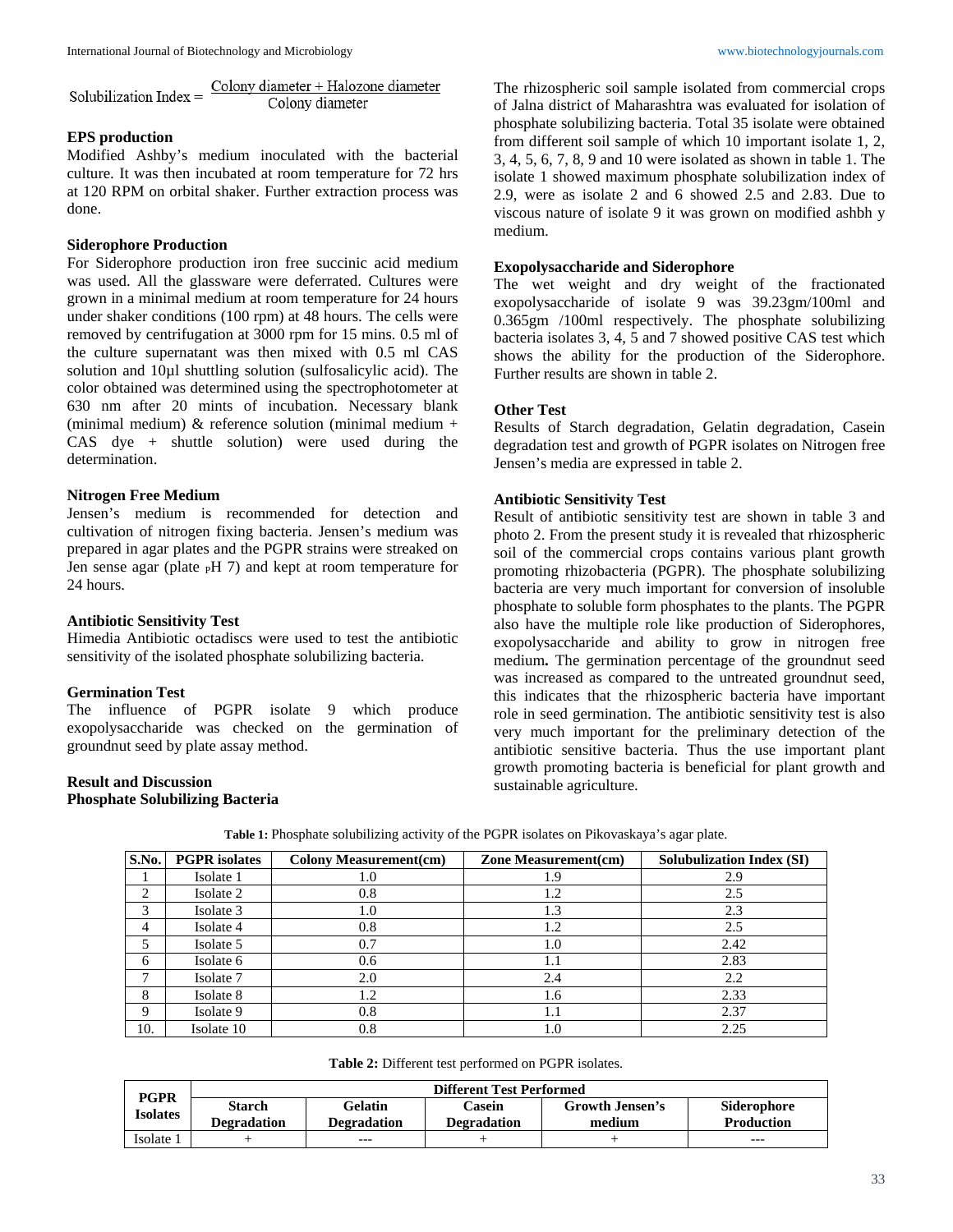$$\text{Solubilization Index} = \frac{\text{Colony diameter + Halozone diameter}}{\text{Colony diameter}}$$

**EPS production**

Modified Ashby's medium inoculated with the bacterial culture. It was then incubated at room temperature for 72 hrs at 120 RPM on orbital shaker. Further extraction process was done.

**Siderophore Production**

For Siderophore production iron free succinic acid medium was used. All the glassware were deferrated. Cultures were grown in a minimal medium at room temperature for 24 hours under shaker conditions (100 rpm) at 48 hours. The cells were removed by centrifugation at 3000 rpm for 15 mins. 0.5 ml of the culture supernatant was then mixed with 0.5 ml CAS solution and 10μl shuttling solution (sulfosalicylic acid). The color obtained was determined using the spectrophotometer at 630 nm after 20 mints of incubation. Necessary blank (minimal medium) & reference solution (minimal medium + CAS dye + shuttle solution) were used during the determination.

**Nitrogen Free Medium**

Jensen's medium is recommended for detection and cultivation of nitrogen fixing bacteria. Jensen's medium was prepared in agar plates and the PGPR strains were streaked on Jen sense agar (plate $_P$H 7) and kept at room temperature for 24 hours.

**Antibiotic Sensitivity Test**

Himedia Antibiotic octadiscs were used to test the antibiotic sensitivity of the isolated phosphate solubilizing bacteria.

**Germination Test**

The influence of PGPR isolate 9 which produce exopolysaccharide was checked on the germination of groundnut seed by plate assay method.

**Result and Discussion**

**Phosphate Solubilizing Bacteria**

The rhizospheric soil sample isolated from commercial crops of Jalna district of Maharashtra was evaluated for isolation of phosphate solubilizing bacteria. Total 35 isolate were obtained from different soil sample of which 10 important isolate 1, 2, 3, 4, 5, 6, 7, 8, 9 and 10 were isolated as shown in table 1. The isolate 1 showed maximum phosphate solubilization index of 2.9, were as isolate 2 and 6 showed 2.5 and 2.83. Due to viscous nature of isolate 9 it was grown on modified ashbh y medium.

**Exopolysaccharide and Siderophore**

The wet weight and dry weight of the fractionated exopolysaccharide of isolate 9 was 39.23gm/100ml and 0.365gm /100ml respectively. The phosphate solubilizing bacteria isolates 3, 4, 5 and 7 showed positive CAS test which shows the ability for the production of the Siderophore. Further results are shown in table 2.

**Other Test**

Results of Starch degradation, Gelatin degradation, Casein degradation test and growth of PGPR isolates on Nitrogen free Jensen's media are expressed in table 2.

**Antibiotic Sensitivity Test**

Result of antibiotic sensitivity test are shown in table 3 and photo 2. From the present study it is revealed that rhizospheric soil of the commercial crops contains various plant growth promoting rhizobacteria (PGPR). The phosphate solubilizing bacteria are very much important for conversion of insoluble phosphate to soluble form phosphates to the plants. The PGPR also have the multiple role like production of Siderophores, exopolysaccharide and ability to grow in nitrogen free medium**.** The germination percentage of the groundnut seed was increased as compared to the untreated groundnut seed, this indicates that the rhizospheric bacteria have important role in seed germination. The antibiotic sensitivity test is also very much important for the preliminary detection of the antibiotic sensitive bacteria. Thus the use important plant growth promoting bacteria is beneficial for plant growth and sustainable agriculture.

**Table 1:** Phosphate solubilizing activity of the PGPR isolates on Pikovaskaya's agar plate.

| S.No. | PGPR isolates | Colony Measurement(cm) | Zone Measurement(cm) | Solubulization Index (SI) |
|---|---|---|---|---|
| 1 | Isolate 1 | 1.0 | 1.9 | 2.9 |
| 2 | Isolate 2 | 0.8 | 1.2 | 2.5 |
| 3 | Isolate 3 | 1.0 | 1.3 | 2.3 |
| 4 | Isolate 4 | 0.8 | 1.2 | 2.5 |
| 5 | Isolate 5 | 0.7 | 1.0 | 2.42 |
| 6 | Isolate 6 | 0.6 | 1.1 | 2.83 |
| 7 | Isolate 7 | 2.0 | 2.4 | 2.2 |
| 8 | Isolate 8 | 1.2 | 1.6 | 2.33 |
| 9 | Isolate 9 | 0.8 | 1.1 | 2.37 |
| 10. | Isolate 10 | 0.8 | 1.0 | 2.25 |

**Table 2:** Different test performed on PGPR isolates.

| PGPR Isolates | Different Test Performed | | | | |
|---|---|---|---|---|---|
| | Starch Degradation | Gelatin Degradation | Casein Degradation | Growth Jensen's medium | Siderophore Production |
| Isolate 1 | + | --- | + | + | --- |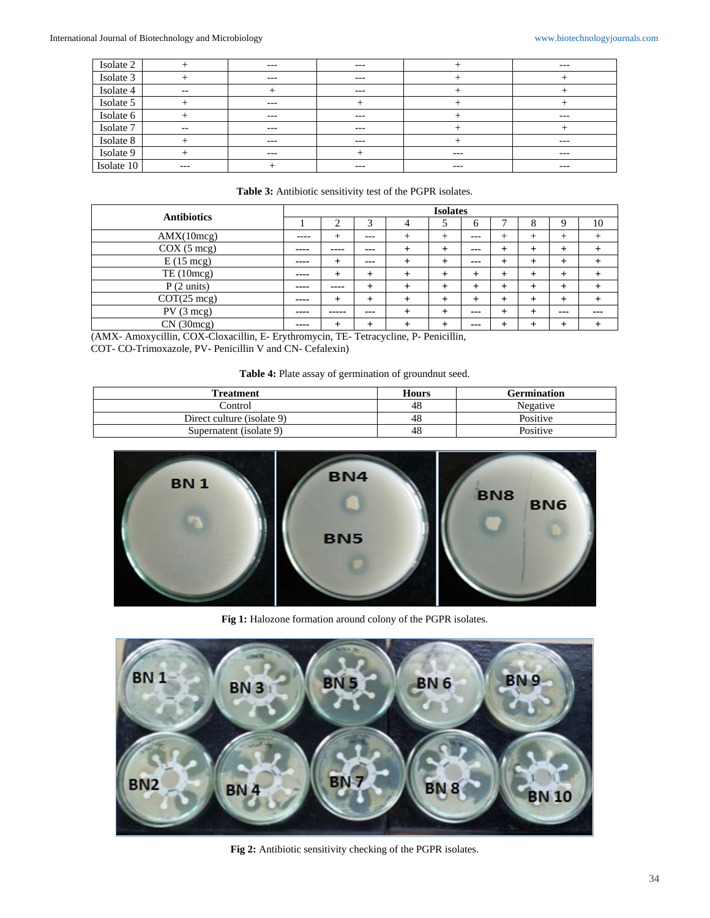| Isolate 2 | + | --- | --- | + | --- |
|---|---|---|---|---|---|
| Isolate 3 | + | --- | --- | + | + |
| Isolate 4 | -- | + | --- | + | + |
| Isolate 5 | + | --- | + | + | + |
| Isolate 6 | + | --- | --- | + | --- |
| Isolate 7 | -- | --- | --- | + | + |
| Isolate 8 | + | --- | --- | + | --- |
| Isolate 9 | + | --- | + | --- | --- |
| Isolate 10 | --- | + | --- | --- | --- |

**Table 3:** Antibiotic sensitivity test of the PGPR isolates.

| Antibiotics | Isolates | | | | | | | | | |
|---|---|---|---|---|---|---|---|---|---|---|
| | 1 | 2 | 3 | 4 | 5 | 6 | 7 | 8 | 9 | 10 |
| AMX(10mcg) | ---- | + | --- | + | + | --- | + | + | + | + |
| COX (5 mcg) | ---- | ---- | --- | + | + | --- | + | + | + | + |
| E (15 mcg) | ---- | + | --- | + | + | --- | + | + | + | + |
| TE (10mcg) | ---- | + | + | + | + | + | + | + | + | + |
| P (2 units) | ---- | ---- | + | + | + | + | + | + | + | + |
| COT(25 mcg) | ---- | + | + | + | + | + | + | + | + | + |
| PV (3 mcg) | ---- | ----- | --- | + | + | --- | + | + | --- | --- |
| CN (30mcg) | ---- | + | + | + | + | --- | + | + | + | + |

(AMX- Amoxycillin, COX-Cloxacillin, E- Erythromycin, TE- Tetracycline, P- Penicillin, COT- CO-Trimoxazole, PV- Penicillin V and CN- Cefalexin)

**Table 4:** Plate assay of germination of groundnut seed.

| Treatment | Hours | Germination |
|---|---|---|
| Control | 48 | Negative |
| Direct culture (isolate 9) | 48 | Positive |
| Supernatent (isolate 9) | 48 | Positive |

**Fig 1:** Halozone formation around colony of the PGPR isolates.

**Fig 2:** Antibiotic sensitivity checking of the PGPR isolates.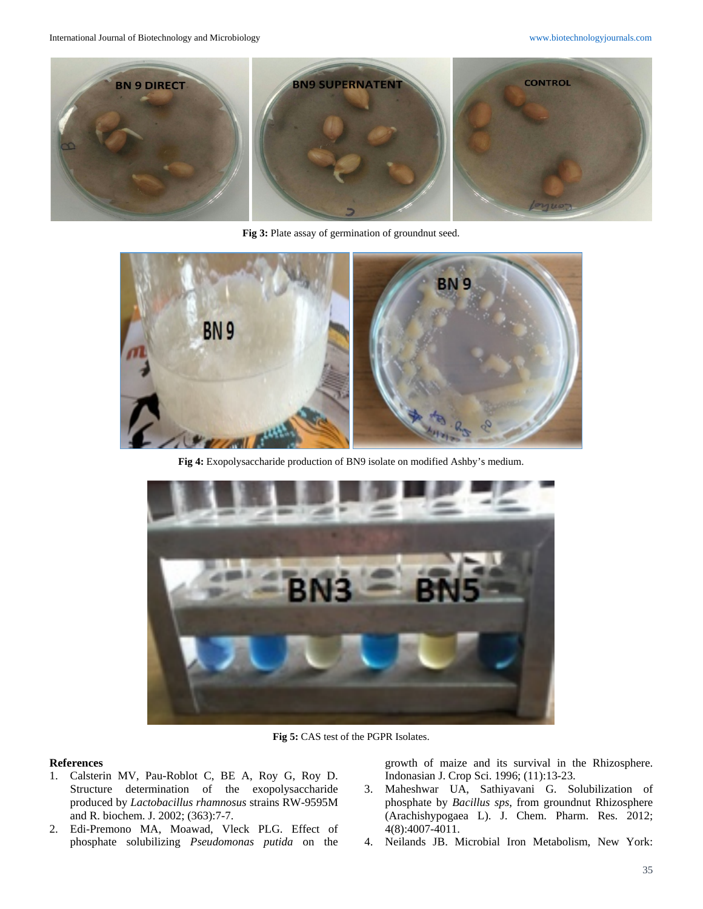Fig 3: Plate assay of germination of groundnut seed.

Fig 4: Exopolysaccharide production of BN9 isolate on modified Ashby's medium.

Fig 5: CAS test of the PGPR Isolates.

## References

1. Calsterin MV, Pau-Roblot C, BE A, Roy G, Roy D. Structure determination of the exopolysaccharide produced by *Lactobacillus rhamnosus* strains RW-9595M and R. biochem. J. 2002; (363):7-7.
2. Edi-Premono MA, Moawad, Vleck PLG. Effect of phosphate solubilizing *Pseudomonas putida* on the growth of maize and its survival in the Rhizosphere. Indonasian J. Crop Sci. 1996; (11):13-23.
3. Maheshwar UA, Sathiyavani G. Solubilization of phosphate by *Bacillus sps*, from groundnut Rhizosphere (Arachishypogaea L). J. Chem. Pharm. Res. 2012; 4(8):4007-4011.
4. Neilands JB. Microbial Iron Metabolism, New York: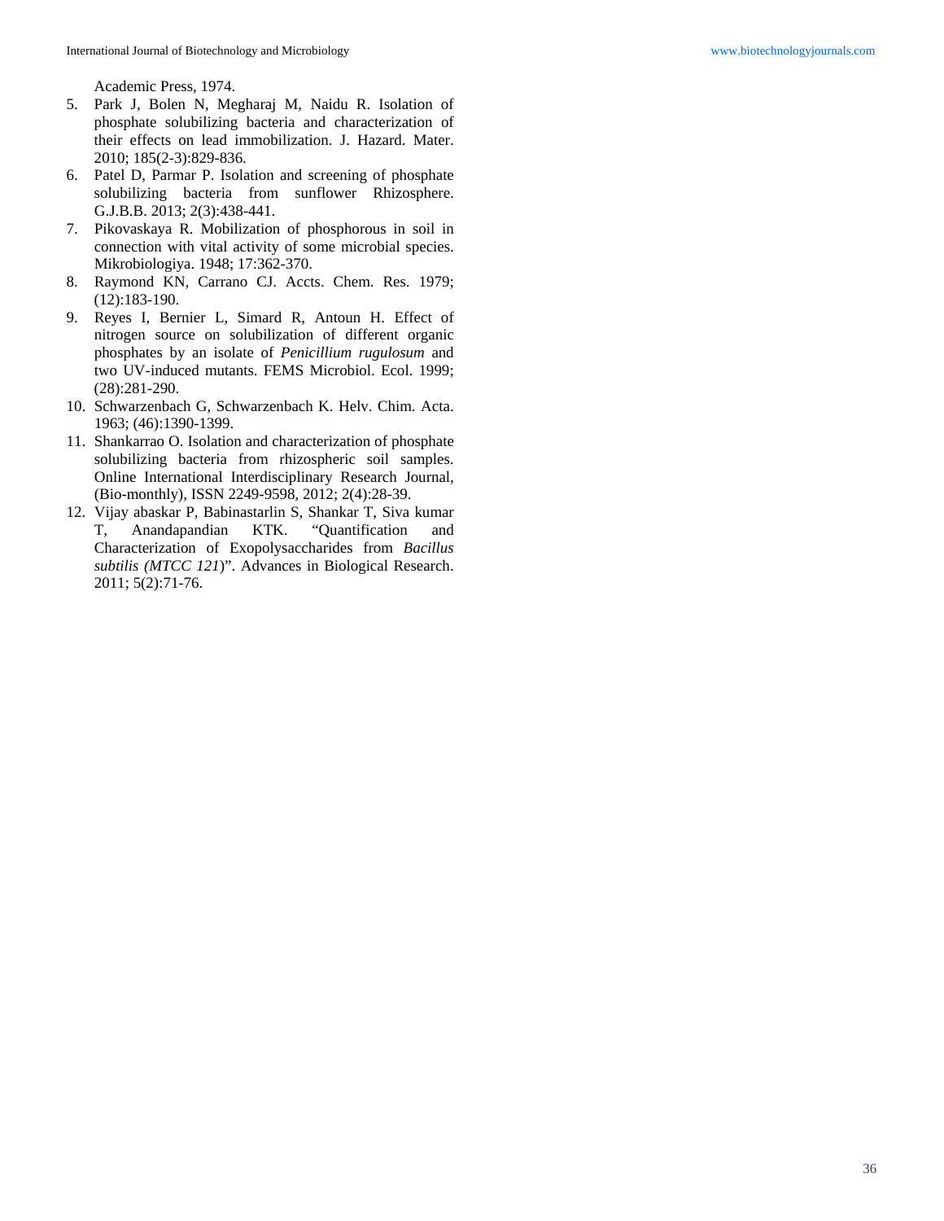Academic Press, 1974.

5. Park J, Bolen N, Megharaj M, Naidu R. Isolation of phosphate solubilizing bacteria and characterization of their effects on lead immobilization. J. Hazard. Mater. 2010; 185(2-3):829-836.
6. Patel D, Parmar P. Isolation and screening of phosphate solubilizing bacteria from sunflower Rhizosphere. G.J.B.B. 2013; 2(3):438-441.
7. Pikovaskaya R. Mobilization of phosphorous in soil in connection with vital activity of some microbial species. Mikrobiologiya. 1948; 17:362-370.
8. Raymond KN, Carrano CJ. Accts. Chem. Res. 1979; (12):183-190.
9. Reyes I, Bernier L, Simard R, Antoun H. Effect of nitrogen source on solubilization of different organic phosphates by an isolate of *Penicillium rugulosum* and two UV-induced mutants. FEMS Microbiol. Ecol. 1999; (28):281-290.
10. Schwarzenbach G, Schwarzenbach K. Helv. Chim. Acta. 1963; (46):1390-1399.
11. Shankarrao O. Isolation and characterization of phosphate solubilizing bacteria from rhizospheric soil samples. Online International Interdisciplinary Research Journal, (Bio-monthly), ISSN 2249-9598, 2012; 2(4):28-39.
12. Vijay abaskar P, Babinastarlin S, Shankar T, Siva kumar T, Anandapandian KTK. "Quantification and Characterization of Exopolysaccharides from *Bacillus subtilis (MTCC 121*)". Advances in Biological Research. 2011; 5(2):71-76.